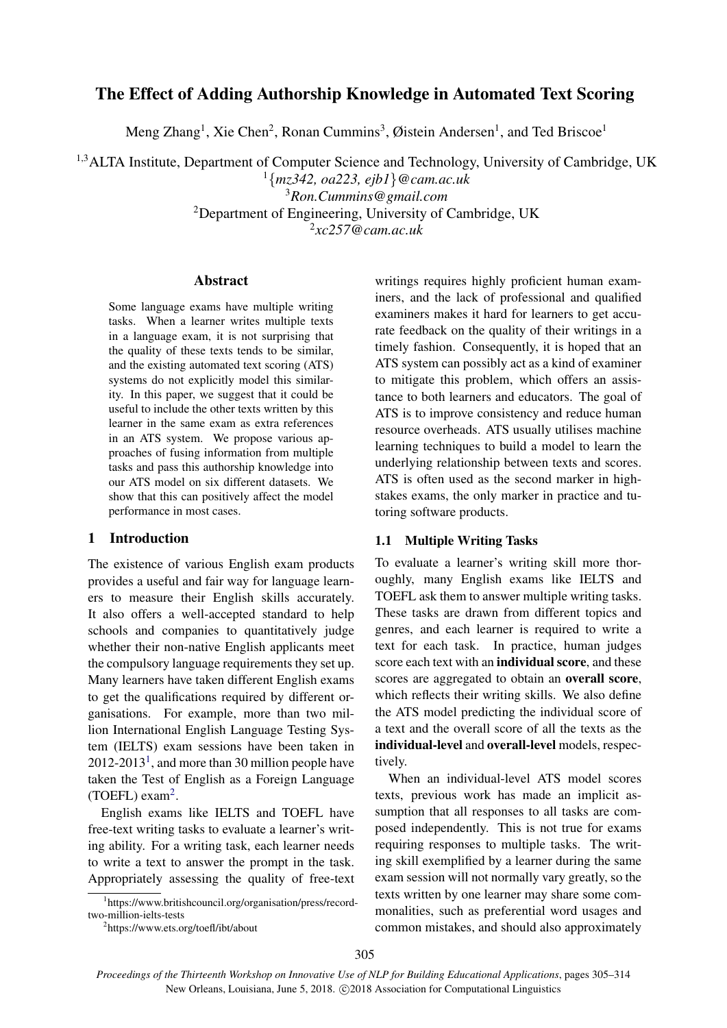# The Effect of Adding Authorship Knowledge in Automated Text Scoring

Meng Zhang[1], Xie Chen[2], Ronan Cummins[3], Øistein Andersen[1], and Ted Briscoe[1]

[1,3]ALTA Institute, Department of Computer Science and Technology, University of Cambridge, UK
[1]*{mz342, oa223, ejb1}@cam.ac.uk*
[3]*Ron.Cummins@gmail.com*
[2]Department of Engineering, University of Cambridge, UK
[2]*xc257@cam.ac.uk*

## Abstract

Some language exams have multiple writing tasks. When a learner writes multiple texts in a language exam, it is not surprising that the quality of these texts tends to be similar, and the existing automated text scoring (ATS) systems do not explicitly model this similarity. In this paper, we suggest that it could be useful to include the other texts written by this learner in the same exam as extra references in an ATS system. We propose various approaches of fusing information from multiple tasks and pass this authorship knowledge into our ATS model on six different datasets. We show that this can positively affect the model performance in most cases.

## 1 Introduction

The existence of various English exam products provides a useful and fair way for language learners to measure their English skills accurately. It also offers a well-accepted standard to help schools and companies to quantitatively judge whether their non-native English applicants meet the compulsory language requirements they set up. Many learners have taken different English exams to get the qualifications required by different organisations. For example, more than two million International English Language Testing System (IELTS) exam sessions have been taken in 2012-2013[1], and more than 30 million people have taken the Test of English as a Foreign Language (TOEFL) exam[2].

English exams like IELTS and TOEFL have free-text writing tasks to evaluate a learner's writing ability. For a writing task, each learner needs to write a text to answer the prompt in the task. Appropriately assessing the quality of free-text writings requires highly proficient human examiners, and the lack of professional and qualified examiners makes it hard for learners to get accurate feedback on the quality of their writings in a timely fashion. Consequently, it is hoped that an ATS system can possibly act as a kind of examiner to mitigate this problem, which offers an assistance to both learners and educators. The goal of ATS is to improve consistency and reduce human resource overheads. ATS usually utilises machine learning techniques to build a model to learn the underlying relationship between texts and scores. ATS is often used as the second marker in high-stakes exams, the only marker in practice and tutoring software products.

### 1.1 Multiple Writing Tasks

To evaluate a learner's writing skill more thoroughly, many English exams like IELTS and TOEFL ask them to answer multiple writing tasks. These tasks are drawn from different topics and genres, and each learner is required to write a text for each task. In practice, human judges score each text with an **individual score**, and these scores are aggregated to obtain an **overall score**, which reflects their writing skills. We also define the ATS model predicting the individual score of a text and the overall score of all the texts as the **individual-level** and **overall-level** models, respectively.

When an individual-level ATS model scores texts, previous work has made an implicit assumption that all responses to all tasks are composed independently. This is not true for exams requiring responses to multiple tasks. The writing skill exemplified by a learner during the same exam session will not normally vary greatly, so the texts written by one learner may share some commonalities, such as preferential word usages and common mistakes, and should also approximately

[1]https://www.britishcouncil.org/organisation/press/record-two-million-ielts-tests

[2]https://www.ets.org/toefl/ibt/about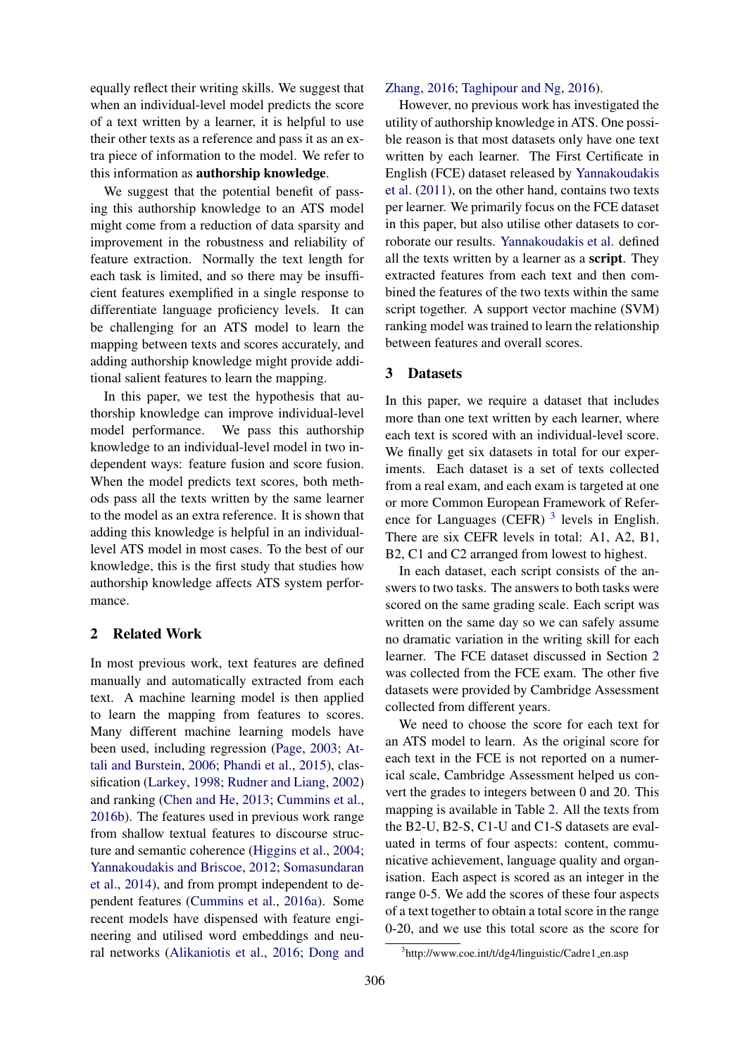equally reflect their writing skills. We suggest that when an individual-level model predicts the score of a text written by a learner, it is helpful to use their other texts as a reference and pass it as an extra piece of information to the model. We refer to this information as **authorship knowledge**.

We suggest that the potential benefit of passing this authorship knowledge to an ATS model might come from a reduction of data sparsity and improvement in the robustness and reliability of feature extraction. Normally the text length for each task is limited, and so there may be insufficient features exemplified in a single response to differentiate language proficiency levels. It can be challenging for an ATS model to learn the mapping between texts and scores accurately, and adding authorship knowledge might provide additional salient features to learn the mapping.

In this paper, we test the hypothesis that authorship knowledge can improve individual-level model performance. We pass this authorship knowledge to an individual-level model in two independent ways: feature fusion and score fusion. When the model predicts text scores, both methods pass all the texts written by the same learner to the model as an extra reference. It is shown that adding this knowledge is helpful in an individual-level ATS model in most cases. To the best of our knowledge, this is the first study that studies how authorship knowledge affects ATS system performance.

## 2 Related Work

In most previous work, text features are defined manually and automatically extracted from each text. A machine learning model is then applied to learn the mapping from features to scores. Many different machine learning models have been used, including regression (Page, 2003; Attali and Burstein, 2006; Phandi et al., 2015), classification (Larkey, 1998; Rudner and Liang, 2002) and ranking (Chen and He, 2013; Cummins et al., 2016b). The features used in previous work range from shallow textual features to discourse structure and semantic coherence (Higgins et al., 2004; Yannakoudakis and Briscoe, 2012; Somasundaran et al., 2014), and from prompt independent to dependent features (Cummins et al., 2016a). Some recent models have dispensed with feature engineering and utilised word embeddings and neural networks (Alikaniotis et al., 2016; Dong and Zhang, 2016; Taghipour and Ng, 2016).

However, no previous work has investigated the utility of authorship knowledge in ATS. One possible reason is that most datasets only have one text written by each learner. The First Certificate in English (FCE) dataset released by Yannakoudakis et al. (2011), on the other hand, contains two texts per learner. We primarily focus on the FCE dataset in this paper, but also utilise other datasets to corroborate our results. Yannakoudakis et al. defined all the texts written by a learner as a **script**. They extracted features from each text and then combined the features of the two texts within the same script together. A support vector machine (SVM) ranking model was trained to learn the relationship between features and overall scores.

## 3 Datasets

In this paper, we require a dataset that includes more than one text written by each learner, where each text is scored with an individual-level score. We finally get six datasets in total for our experiments. Each dataset is a set of texts collected from a real exam, and each exam is targeted at one or more Common European Framework of Reference for Languages (CEFR) [3] levels in English. There are six CEFR levels in total: A1, A2, B1, B2, C1 and C2 arranged from lowest to highest.

In each dataset, each script consists of the answers to two tasks. The answers to both tasks were scored on the same grading scale. Each script was written on the same day so we can safely assume no dramatic variation in the writing skill for each learner. The FCE dataset discussed in Section 2 was collected from the FCE exam. The other five datasets were provided by Cambridge Assessment collected from different years.

We need to choose the score for each text for an ATS model to learn. As the original score for each text in the FCE is not reported on a numerical scale, Cambridge Assessment helped us convert the grades to integers between 0 and 20. This mapping is available in Table 2. All the texts from the B2-U, B2-S, C1-U and C1-S datasets are evaluated in terms of four aspects: content, communicative achievement, language quality and organisation. Each aspect is scored as an integer in the range 0-5. We add the scores of these four aspects of a text together to obtain a total score in the range 0-20, and we use this total score as the score for

[3]http://www.coe.int/t/dg4/linguistic/Cadre1_en.asp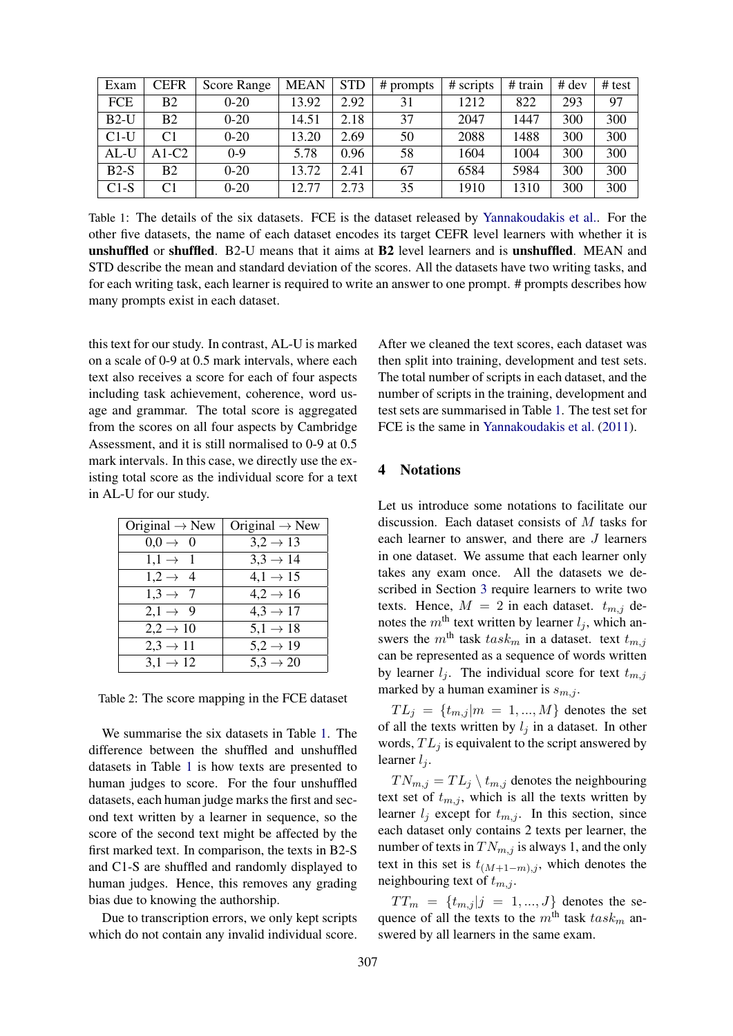| Exam | CEFR | Score Range | MEAN | STD | # prompts | # scripts | # train | # dev | # test |
|---|---|---|---|---|---|---|---|---|---|
| FCE | B2 | 0-20 | 13.92 | 2.92 | 31 | 1212 | 822 | 293 | 97 |
| B2-U | B2 | 0-20 | 14.51 | 2.18 | 37 | 2047 | 1447 | 300 | 300 |
| C1-U | C1 | 0-20 | 13.20 | 2.69 | 50 | 2088 | 1488 | 300 | 300 |
| AL-U | A1-C2 | 0-9 | 5.78 | 0.96 | 58 | 1604 | 1004 | 300 | 300 |
| B2-S | B2 | 0-20 | 13.72 | 2.41 | 67 | 6584 | 5984 | 300 | 300 |
| C1-S | C1 | 0-20 | 12.77 | 2.73 | 35 | 1910 | 1310 | 300 | 300 |

Table 1: The details of the six datasets. FCE is the dataset released by Yannakoudakis et al.. For the other five datasets, the name of each dataset encodes its target CEFR level learners with whether it is **unshuffled** or **shuffled**. B2-U means that it aims at **B2** level learners and is **unshuffled**. MEAN and STD describe the mean and standard deviation of the scores. All the datasets have two writing tasks, and for each writing task, each learner is required to write an answer to one prompt. # prompts describes how many prompts exist in each dataset.

this text for our study. In contrast, AL-U is marked on a scale of 0-9 at 0.5 mark intervals, where each text also receives a score for each of four aspects including task achievement, coherence, word usage and grammar. The total score is aggregated from the scores on all four aspects by Cambridge Assessment, and it is still normalised to 0-9 at 0.5 mark intervals. In this case, we directly use the existing total score as the individual score for a text in AL-U for our study.

| Original → New | Original → New |
|---|---|
| 0,0 → 0 | 3,2 → 13 |
| 1,1 → 1 | 3,3 → 14 |
| 1,2 → 4 | 4,1 → 15 |
| 1,3 → 7 | 4,2 → 16 |
| 2,1 → 9 | 4,3 → 17 |
| 2,2 → 10 | 5,1 → 18 |
| 2,3 → 11 | 5,2 → 19 |
| 3,1 → 12 | 5,3 → 20 |

Table 2: The score mapping in the FCE dataset

We summarise the six datasets in Table 1. The difference between the shuffled and unshuffled datasets in Table 1 is how texts are presented to human judges to score. For the four unshuffled datasets, each human judge marks the first and second text written by a learner in sequence, so the score of the second text might be affected by the first marked text. In comparison, the texts in B2-S and C1-S are shuffled and randomly displayed to human judges. Hence, this removes any grading bias due to knowing the authorship.

Due to transcription errors, we only kept scripts which do not contain any invalid individual score. After we cleaned the text scores, each dataset was then split into training, development and test sets. The total number of scripts in each dataset, and the number of scripts in the training, development and test sets are summarised in Table 1. The test set for FCE is the same in Yannakoudakis et al. (2011).

## 4 Notations

Let us introduce some notations to facilitate our discussion. Each dataset consists of $M$ tasks for each learner to answer, and there are $J$ learners in one dataset. We assume that each learner only takes any exam once. All the datasets we described in Section 3 require learners to write two texts. Hence, $M = 2$ in each dataset. $t_{m,j}$ denotes the $m^{\text{th}}$ text written by learner $l_j$, which answers the $m^{\text{th}}$ task $task_m$ in a dataset. text $t_{m,j}$ can be represented as a sequence of words written by learner $l_j$. The individual score for text $t_{m,j}$ marked by a human examiner is $s_{m,j}$.

$TL_j = \{t_{m,j} | m = 1, ..., M\}$ denotes the set of all the texts written by $l_j$ in a dataset. In other words, $TL_j$ is equivalent to the script answered by learner $l_j$.

$TN_{m,j} = TL_j \setminus t_{m,j}$ denotes the neighbouring text set of $t_{m,j}$, which is all the texts written by learner $l_j$ except for $t_{m,j}$. In this section, since each dataset only contains 2 texts per learner, the number of texts in $TN_{m,j}$ is always 1, and the only text in this set is $t_{(M+1-m),j}$, which denotes the neighbouring text of $t_{m,j}$.

$TT_m = \{t_{m,j} | j = 1, ..., J\}$ denotes the sequence of all the texts to the $m^{\text{th}}$ task $task_m$ answered by all learners in the same exam.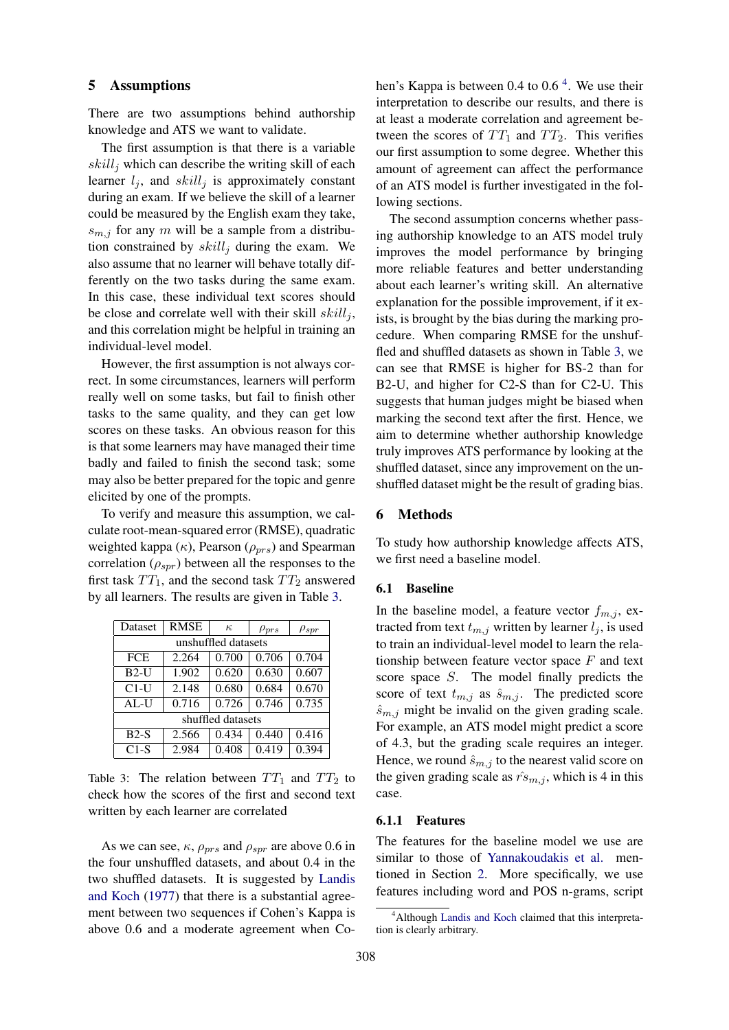## 5 Assumptions

There are two assumptions behind authorship knowledge and ATS we want to validate.

The first assumption is that there is a variable $skill_j$ which can describe the writing skill of each learner $l_j$, and $skill_j$ is approximately constant during an exam. If we believe the skill of a learner could be measured by the English exam they take, $s_{m,j}$ for any $m$ will be a sample from a distribution constrained by $skill_j$ during the exam. We also assume that no learner will behave totally differently on the two tasks during the same exam. In this case, these individual text scores should be close and correlate well with their skill $skill_j$, and this correlation might be helpful in training an individual-level model.

However, the first assumption is not always correct. In some circumstances, learners will perform really well on some tasks, but fail to finish other tasks to the same quality, and they can get low scores on these tasks. An obvious reason for this is that some learners may have managed their time badly and failed to finish the second task; some may also be better prepared for the topic and genre elicited by one of the prompts.

To verify and measure this assumption, we calculate root-mean-squared error (RMSE), quadratic weighted kappa ($\kappa$), Pearson ($\rho_{prs}$) and Spearman correlation ($\rho_{spr}$) between all the responses to the first task $TT_1$, and the second task $TT_2$ answered by all learners. The results are given in Table 3.

| Dataset | RMSE | $\kappa$ | $\rho_{prs}$ | $\rho_{spr}$ |
|---|---|---|---|---|
| unshuffled datasets | | | | |
| FCE | 2.264 | 0.700 | 0.706 | 0.704 |
| B2-U | 1.902 | 0.620 | 0.630 | 0.607 |
| C1-U | 2.148 | 0.680 | 0.684 | 0.670 |
| AL-U | 0.716 | 0.726 | 0.746 | 0.735 |
| shuffled datasets | | | | |
| B2-S | 2.566 | 0.434 | 0.440 | 0.416 |
| C1-S | 2.984 | 0.408 | 0.419 | 0.394 |

Table 3: The relation between $TT_1$ and $TT_2$ to check how the scores of the first and second text written by each learner are correlated

As we can see, $\kappa$, $\rho_{prs}$ and $\rho_{spr}$ are above 0.6 in the four unshuffled datasets, and about 0.4 in the two shuffled datasets. It is suggested by Landis and Koch (1977) that there is a substantial agreement between two sequences if Cohen's Kappa is above 0.6 and a moderate agreement when Cohen's Kappa is between 0.4 to 0.6 [4]. We use their interpretation to describe our results, and there is at least a moderate correlation and agreement between the scores of $TT_1$ and $TT_2$. This verifies our first assumption to some degree. Whether this amount of agreement can affect the performance of an ATS model is further investigated in the following sections.

The second assumption concerns whether passing authorship knowledge to an ATS model truly improves the model performance by bringing more reliable features and better understanding about each learner's writing skill. An alternative explanation for the possible improvement, if it exists, is brought by the bias during the marking procedure. When comparing RMSE for the unshuffled and shuffled datasets as shown in Table 3, we can see that RMSE is higher for BS-2 than for B2-U, and higher for C2-S than for C2-U. This suggests that human judges might be biased when marking the second text after the first. Hence, we aim to determine whether authorship knowledge truly improves ATS performance by looking at the shuffled dataset, since any improvement on the unshuffled dataset might be the result of grading bias.

## 6 Methods

To study how authorship knowledge affects ATS, we first need a baseline model.

### 6.1 Baseline

In the baseline model, a feature vector $f_{m,j}$, extracted from text $t_{m,j}$ written by learner $l_j$, is used to train an individual-level model to learn the relationship between feature vector space $F$ and text score space $S$. The model finally predicts the score of text $t_{m,j}$ as $\hat{s}_{m,j}$. The predicted score $\hat{s}_{m,j}$ might be invalid on the given grading scale. For example, an ATS model might predict a score of 4.3, but the grading scale requires an integer. Hence, we round $\hat{s}_{m,j}$ to the nearest valid score on the given grading scale as $\hat{rs}_{m,j}$, which is 4 in this case.

#### 6.1.1 Features

The features for the baseline model we use are similar to those of Yannakoudakis et al. mentioned in Section 2. More specifically, we use features including word and POS n-grams, script

[4] Although Landis and Koch claimed that this interpretation is clearly arbitrary.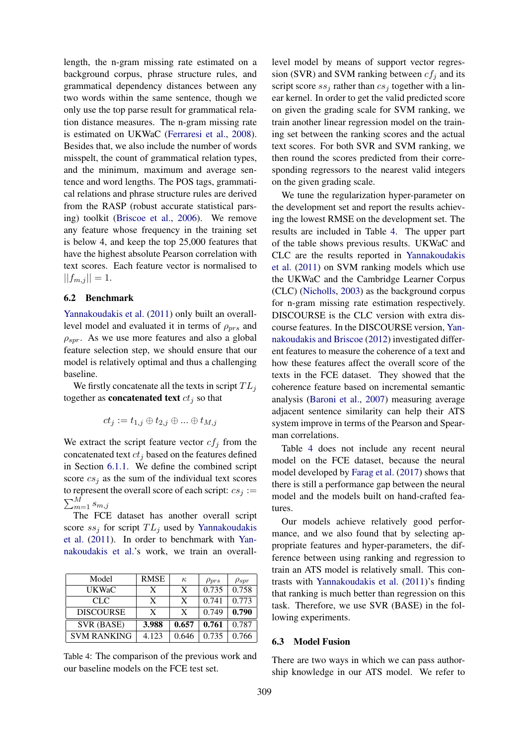length, the n-gram missing rate estimated on a background corpus, phrase structure rules, and grammatical dependency distances between any two words within the same sentence, though we only use the top parse result for grammatical relation distance measures. The n-gram missing rate is estimated on UKWaC (Ferraresi et al., 2008). Besides that, we also include the number of words misspelt, the count of grammatical relation types, and the minimum, maximum and average sentence and word lengths. The POS tags, grammatical relations and phrase structure rules are derived from the RASP (robust accurate statistical parsing) toolkit (Briscoe et al., 2006). We remove any feature whose frequency in the training set is below 4, and keep the top 25,000 features that have the highest absolute Pearson correlation with text scores. Each feature vector is normalised to $||f_{m,j}|| = 1$.

### 6.2 Benchmark

Yannakoudakis et al. (2011) only built an overall-level model and evaluated it in terms of $\rho_{prs}$ and $\rho_{spr}$. As we use more features and also a global feature selection step, we should ensure that our model is relatively optimal and thus a challenging baseline.

We firstly concatenate all the texts in script $TL_j$ together as **concatenated text** $ct_j$ so that

$$ct_j := t_{1,j} \oplus t_{2,j} \oplus ... \oplus t_{M,j}$$

We extract the script feature vector $cf_j$ from the concatenated text $ct_j$ based on the features defined in Section 6.1.1. We define the combined script score $cs_j$ as the sum of the individual text scores to represent the overall score of each script: $cs_j := \sum_{m=1}^{M} s_{m,j}$

The FCE dataset has another overall script score $ss_j$ for script $TL_j$ used by Yannakoudakis et al. (2011). In order to benchmark with Yannakoudakis et al.'s work, we train an overall-level model by means of support vector regression (SVR) and SVM ranking between $cf_j$ and its script score $ss_j$ rather than $cs_j$ together with a linear kernel. In order to get the valid predicted score on given the grading scale for SVM ranking, we train another linear regression model on the training set between the ranking scores and the actual text scores. For both SVR and SVM ranking, we then round the scores predicted from their corresponding regressors to the nearest valid integers on the given grading scale.

| Model | RMSE | $\kappa$ | $\rho_{prs}$ | $\rho_{spr}$ |
|---|---|---|---|---|
| UKWaC | X | X | 0.735 | 0.758 |
| CLC | X | X | 0.741 | 0.773 |
| DISCOURSE | X | X | 0.749 | **0.790** |
| SVR (BASE) | **3.988** | **0.657** | **0.761** | 0.787 |
| SVM RANKING | 4.123 | 0.646 | 0.735 | 0.766 |

Table 4: The comparison of the previous work and our baseline models on the FCE test set.

We tune the regularization hyper-parameter on the development set and report the results achieving the lowest RMSE on the development set. The results are included in Table 4. The upper part of the table shows previous results. UKWaC and CLC are the results reported in Yannakoudakis et al. (2011) on SVM ranking models which use the UKWaC and the Cambridge Learner Corpus (CLC) (Nicholls, 2003) as the background corpus for n-gram missing rate estimation respectively. DISCOURSE is the CLC version with extra discourse features. In the DISCOURSE version, Yannakoudakis and Briscoe (2012) investigated different features to measure the coherence of a text and how these features affect the overall score of the texts in the FCE dataset. They showed that the coherence feature based on incremental semantic analysis (Baroni et al., 2007) measuring average adjacent sentence similarity can help their ATS system improve in terms of the Pearson and Spearman correlations.

Table 4 does not include any recent neural model on the FCE dataset, because the neural model developed by Farag et al. (2017) shows that there is still a performance gap between the neural model and the models built on hand-crafted features.

Our models achieve relatively good performance, and we also found that by selecting appropriate features and hyper-parameters, the difference between using ranking and regression to train an ATS model is relatively small. This contrasts with Yannakoudakis et al. (2011)'s finding that ranking is much better than regression on this task. Therefore, we use SVR (BASE) in the following experiments.

### 6.3 Model Fusion

There are two ways in which we can pass authorship knowledge in our ATS model. We refer to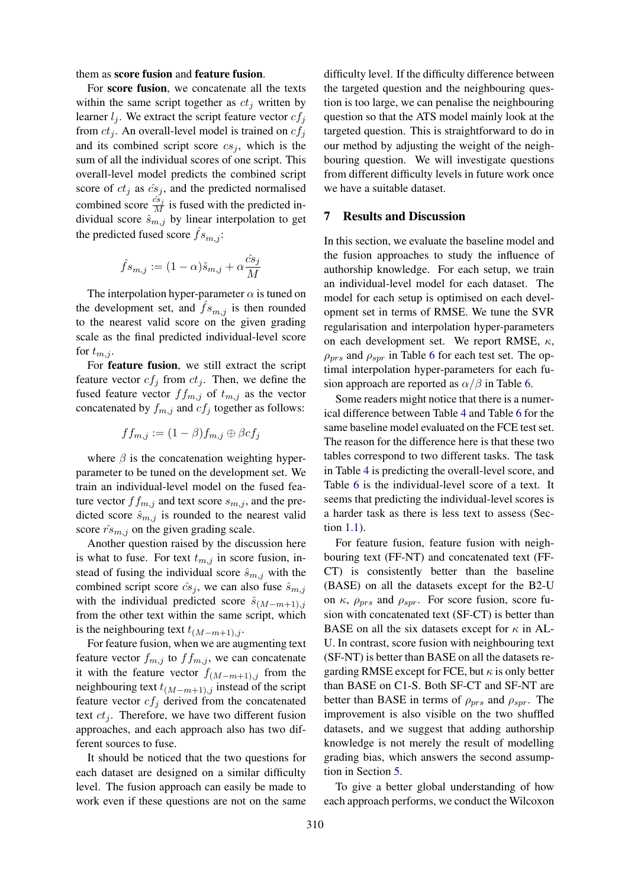them as **score fusion** and **feature fusion**.

For **score fusion**, we concatenate all the texts within the same script together as $ct_j$ written by learner $l_j$. We extract the script feature vector $cf_j$ from $ct_j$. An overall-level model is trained on $cf_j$ and its combined script score $cs_j$, which is the sum of all the individual scores of one script. This overall-level model predicts the combined script score of $ct_j$ as $\hat{cs}_j$, and the predicted normalised combined score $\frac{\hat{cs}_j}{M}$ is fused with the predicted individual score $\hat{s}_{m,j}$ by linear interpolation to get the predicted fused score $\hat{fs}_{m,j}$:

$$\hat{fs}_{m,j} := (1-\alpha)\hat{s}_{m,j} + \alpha\frac{\hat{cs}_j}{M}$$

The interpolation hyper-parameter $\alpha$ is tuned on the development set, and $\hat{fs}_{m,j}$ is then rounded to the nearest valid score on the given grading scale as the final predicted individual-level score for $t_{m,j}$.

For **feature fusion**, we still extract the script feature vector $cf_j$ from $ct_j$. Then, we define the fused feature vector $ff_{m,j}$ of $t_{m,j}$ as the vector concatenated by $f_{m,j}$ and $cf_j$ together as follows:

$$ff_{m,j} := (1-\beta)f_{m,j} \oplus \beta cf_j$$

where $\beta$ is the concatenation weighting hyper-parameter to be tuned on the development set. We train an individual-level model on the fused feature vector $ff_{m,j}$ and text score $s_{m,j}$, and the predicted score $\hat{s}_{m,j}$ is rounded to the nearest valid score $\hat{rs}_{m,j}$ on the given grading scale.

Another question raised by the discussion here is what to fuse. For text $t_{m,j}$ in score fusion, instead of fusing the individual score $\hat{s}_{m,j}$ with the combined script score $\hat{cs}_j$, we can also fuse $\hat{s}_{m,j}$ with the individual predicted score $\hat{s}_{(M-m+1),j}$ from the other text within the same script, which is the neighbouring text $t_{(M-m+1),j}$.

For feature fusion, when we are augmenting text feature vector $f_{m,j}$ to $ff_{m,j}$, we can concatenate it with the feature vector $f_{(M-m+1),j}$ from the neighbouring text $t_{(M-m+1),j}$ instead of the script feature vector $cf_j$ derived from the concatenated text $ct_j$. Therefore, we have two different fusion approaches, and each approach also has two different sources to fuse.

It should be noticed that the two questions for each dataset are designed on a similar difficulty level. The fusion approach can easily be made to work even if these questions are not on the same difficulty level. If the difficulty difference between the targeted question and the neighbouring question is too large, we can penalise the neighbouring question so that the ATS model mainly look at the targeted question. This is straightforward to do in our method by adjusting the weight of the neighbouring question. We will investigate questions from different difficulty levels in future work once we have a suitable dataset.

## 7 Results and Discussion

In this section, we evaluate the baseline model and the fusion approaches to study the influence of authorship knowledge. For each setup, we train an individual-level model for each dataset. The model for each setup is optimised on each development set in terms of RMSE. We tune the SVR regularisation and interpolation hyper-parameters on each development set. We report RMSE, $\kappa$, $\rho_{prs}$ and $\rho_{spr}$ in Table 6 for each test set. The optimal interpolation hyper-parameters for each fusion approach are reported as $\alpha/\beta$ in Table 6.

Some readers might notice that there is a numerical difference between Table 4 and Table 6 for the same baseline model evaluated on the FCE test set. The reason for the difference here is that these two tables correspond to two different tasks. The task in Table 4 is predicting the overall-level score, and Table 6 is the individual-level score of a text. It seems that predicting the individual-level scores is a harder task as there is less text to assess (Section 1.1).

For feature fusion, feature fusion with neighbouring text (FF-NT) and concatenated text (FF-CT) is consistently better than the baseline (BASE) on all the datasets except for the B2-U on $\kappa$, $\rho_{prs}$ and $\rho_{spr}$. For score fusion, score fusion with concatenated text (SF-CT) is better than BASE on all the six datasets except for $\kappa$ in AL-U. In contrast, score fusion with neighbouring text (SF-NT) is better than BASE on all the datasets regarding RMSE except for FCE, but $\kappa$ is only better than BASE on C1-S. Both SF-CT and SF-NT are better than BASE in terms of $\rho_{prs}$ and $\rho_{spr}$. The improvement is also visible on the two shuffled datasets, and we suggest that adding authorship knowledge is not merely the result of modelling grading bias, which answers the second assumption in Section 5.

To give a better global understanding of how each approach performs, we conduct the Wilcoxon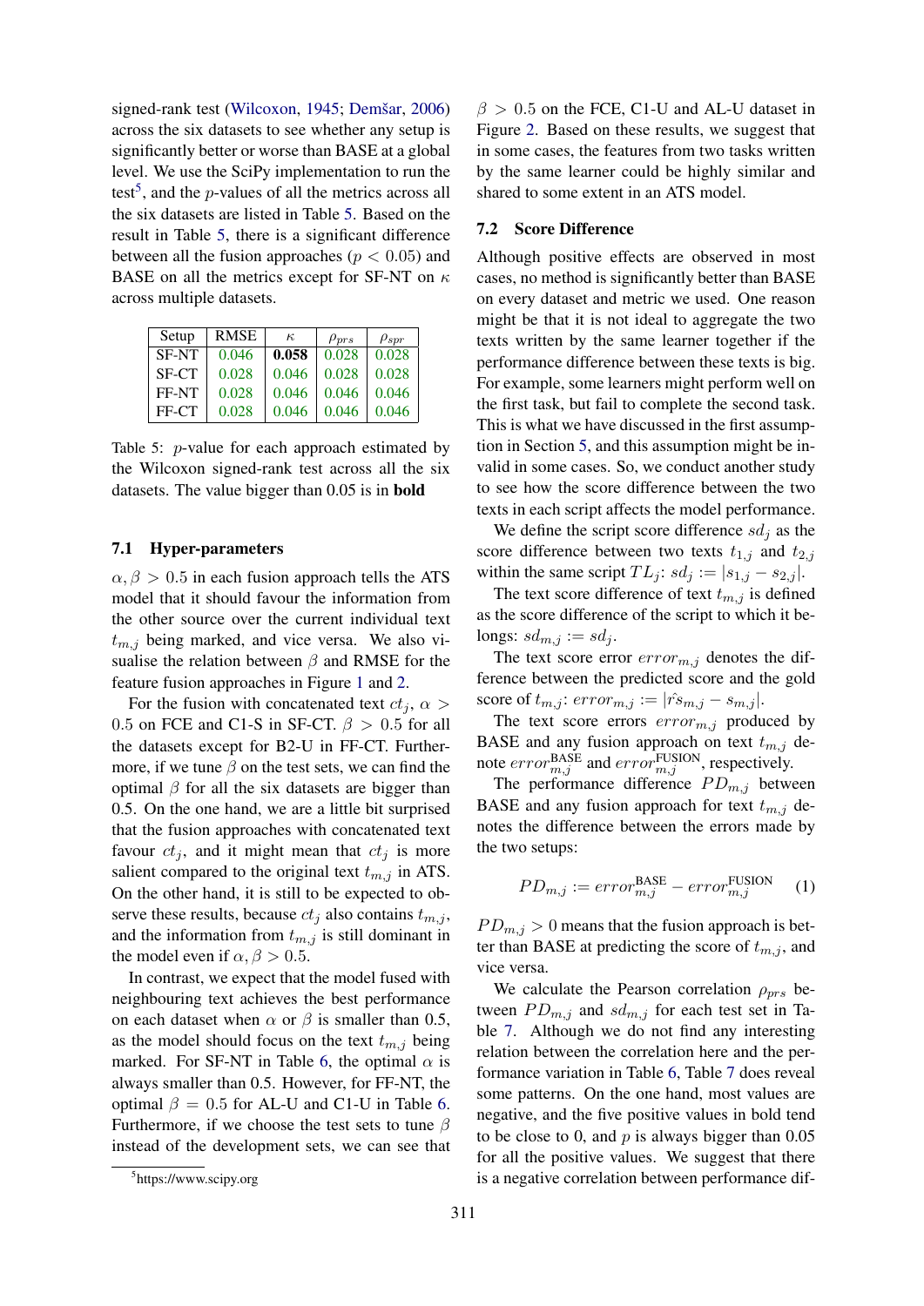signed-rank test (Wilcoxon, 1945; Demšar, 2006) across the six datasets to see whether any setup is significantly better or worse than BASE at a global level. We use the SciPy implementation to run the test[5], and the $p$-values of all the metrics across all the six datasets are listed in Table 5. Based on the result in Table 5, there is a significant difference between all the fusion approaches ($p < 0.05$) and BASE on all the metrics except for SF-NT on $\kappa$ across multiple datasets.

| Setup | RMSE | $\kappa$ | $\rho_{prs}$ | $\rho_{spr}$ |
|---|---|---|---|---|
| SF-NT | 0.046 | **0.058** | 0.028 | 0.028 |
| SF-CT | 0.028 | 0.046 | 0.028 | 0.028 |
| FF-NT | 0.028 | 0.046 | 0.046 | 0.046 |
| FF-CT | 0.028 | 0.046 | 0.046 | 0.046 |

Table 5: $p$-value for each approach estimated by the Wilcoxon signed-rank test across all the six datasets. The value bigger than 0.05 is in **bold**

### 7.1 Hyper-parameters

$\alpha, \beta > 0.5$ in each fusion approach tells the ATS model that it should favour the information from the other source over the current individual text $t_{m,j}$ being marked, and vice versa. We also visualise the relation between $\beta$ and RMSE for the feature fusion approaches in Figure 1 and 2.

For the fusion with concatenated text $ct_j$, $\alpha > 0.5$ on FCE and C1-S in SF-CT. $\beta > 0.5$ for all the datasets except for B2-U in FF-CT. Furthermore, if we tune $\beta$ on the test sets, we can find the optimal $\beta$ for all the six datasets are bigger than 0.5. On the one hand, we are a little bit surprised that the fusion approaches with concatenated text favour $ct_j$, and it might mean that $ct_j$ is more salient compared to the original text $t_{m,j}$ in ATS. On the other hand, it is still to be expected to observe these results, because $ct_j$ also contains $t_{m,j}$, and the information from $t_{m,j}$ is still dominant in the model even if $\alpha, \beta > 0.5$.

In contrast, we expect that the model fused with neighbouring text achieves the best performance on each dataset when $\alpha$ or $\beta$ is smaller than 0.5, as the model should focus on the text $t_{m,j}$ being marked. For SF-NT in Table 6, the optimal $\alpha$ is always smaller than 0.5. However, for FF-NT, the optimal $\beta = 0.5$ for AL-U and C1-U in Table 6. Furthermore, if we choose the test sets to tune $\beta$ instead of the development sets, we can see that $\beta > 0.5$ on the FCE, C1-U and AL-U dataset in Figure 2. Based on these results, we suggest that in some cases, the features from two tasks written by the same learner could be highly similar and shared to some extent in an ATS model.

[5] https://www.scipy.org

### 7.2 Score Difference

Although positive effects are observed in most cases, no method is significantly better than BASE on every dataset and metric we used. One reason might be that it is not ideal to aggregate the two texts written by the same learner together if the performance difference between these texts is big. For example, some learners might perform well on the first task, but fail to complete the second task. This is what we have discussed in the first assumption in Section 5, and this assumption might be invalid in some cases. So, we conduct another study to see how the score difference between the two texts in each script affects the model performance.

We define the script score difference $sd_j$ as the score difference between two texts $t_{1,j}$ and $t_{2,j}$ within the same script $TL_j$: $sd_j := |s_{1,j} - s_{2,j}|$.

The text score difference of text $t_{m,j}$ is defined as the score difference of the script to which it belongs: $sd_{m,j} := sd_j$.

The text score error $error_{m,j}$ denotes the difference between the predicted score and the gold score of $t_{m,j}$: $error_{m,j} := |\hat{rs}_{m,j} - s_{m,j}|$.

The text score errors $error_{m,j}$ produced by BASE and any fusion approach on text $t_{m,j}$ denote $error^{\text{BASE}}_{m,j}$ and $error^{\text{FUSION}}_{m,j}$, respectively.

The performance difference $PD_{m,j}$ between BASE and any fusion approach for text $t_{m,j}$ denotes the difference between the errors made by the two setups:

$$PD_{m,j} := error^{\text{BASE}}_{m,j} - error^{\text{FUSION}}_{m,j} \quad (1)$$

$PD_{m,j} > 0$ means that the fusion approach is better than BASE at predicting the score of $t_{m,j}$, and vice versa.

We calculate the Pearson correlation $\rho_{prs}$ between $PD_{m,j}$ and $sd_{m,j}$ for each test set in Table 7. Although we do not find any interesting relation between the correlation here and the performance variation in Table 6, Table 7 does reveal some patterns. On the one hand, most values are negative, and the five positive values in bold tend to be close to 0, and $p$ is always bigger than 0.05 for all the positive values. We suggest that there is a negative correlation between performance dif-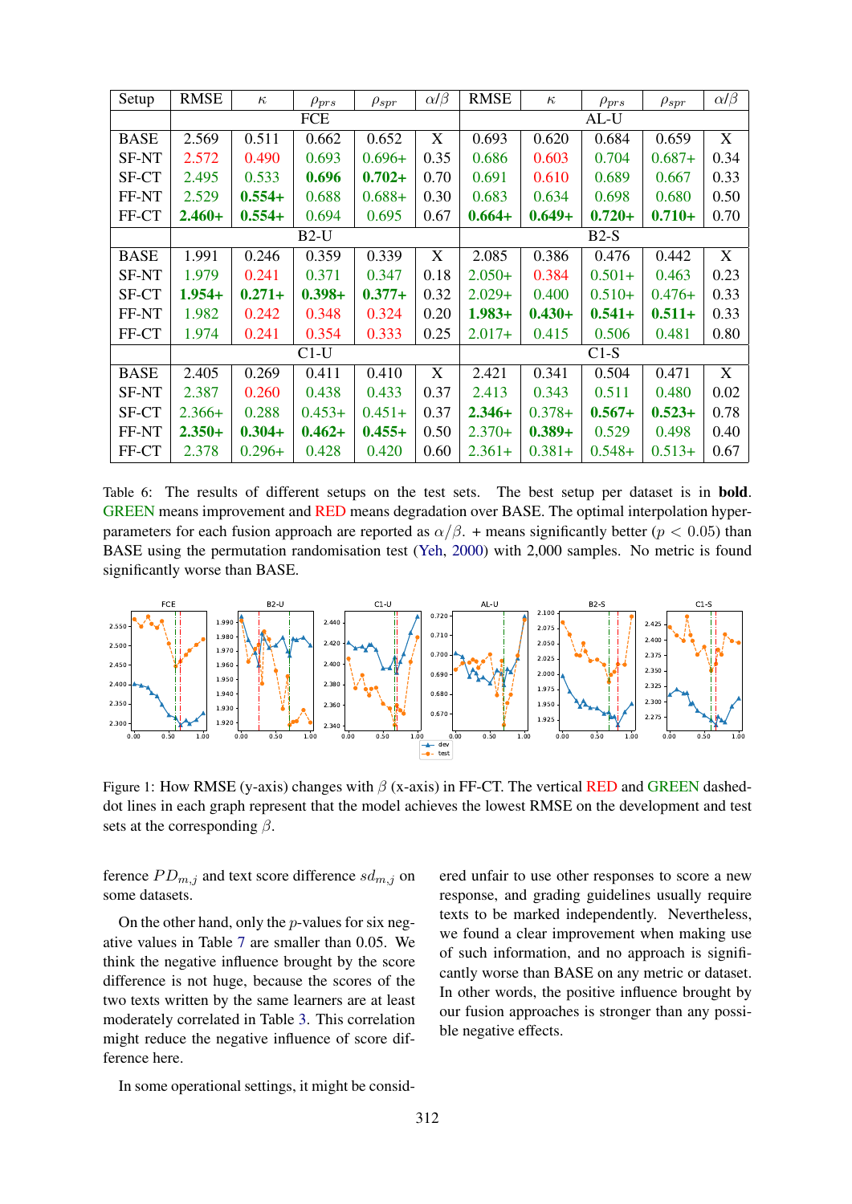| Setup | RMSE | $\kappa$ | $\rho_{prs}$ | $\rho_{spr}$ | $\alpha/\beta$ | RMSE | $\kappa$ | $\rho_{prs}$ | $\rho_{spr}$ | $\alpha/\beta$ |
|---|---|---|---|---|---|---|---|---|---|---|
| | FCE | | | | | AL-U | | | | |
| BASE | 2.569 | 0.511 | 0.662 | 0.652 | X | 0.693 | 0.620 | 0.684 | 0.659 | X |
| SF-NT | 2.572 | 0.490 | 0.693 | 0.696+ | 0.35 | 0.686 | 0.603 | 0.704 | 0.687+ | 0.34 |
| SF-CT | 2.495 | 0.533 | **0.696** | **0.702+** | 0.70 | 0.691 | 0.610 | 0.689 | 0.667 | 0.33 |
| FF-NT | 2.529 | **0.554+** | 0.688 | 0.688+ | 0.30 | 0.683 | 0.634 | 0.698 | 0.680 | 0.50 |
| FF-CT | **2.460+** | **0.554+** | 0.694 | 0.695 | 0.67 | **0.664+** | **0.649+** | **0.720+** | **0.710+** | 0.70 |
| | B2-U | | | | | B2-S | | | | |
| BASE | 1.991 | 0.246 | 0.359 | 0.339 | X | 2.085 | 0.386 | 0.476 | 0.442 | X |
| SF-NT | 1.979 | 0.241 | 0.371 | 0.347 | 0.18 | 2.050+ | 0.384 | 0.501+ | 0.463 | 0.23 |
| SF-CT | **1.954+** | **0.271+** | **0.398+** | **0.377+** | 0.32 | 2.029+ | 0.400 | 0.510+ | 0.476+ | 0.33 |
| FF-NT | 1.982 | 0.242 | 0.348 | 0.324 | 0.20 | **1.983+** | **0.430+** | **0.541+** | **0.511+** | 0.33 |
| FF-CT | 1.974 | 0.241 | 0.354 | 0.333 | 0.25 | 2.017+ | 0.415 | 0.506 | 0.481 | 0.80 |
| | C1-U | | | | | C1-S | | | | |
| BASE | 2.405 | 0.269 | 0.411 | 0.410 | X | 2.421 | 0.341 | 0.504 | 0.471 | X |
| SF-NT | 2.387 | 0.260 | 0.438 | 0.433 | 0.37 | 2.413 | 0.343 | 0.511 | 0.480 | 0.02 |
| SF-CT | 2.366+ | 0.288 | 0.453+ | 0.451+ | 0.37 | **2.346+** | 0.378+ | **0.567+** | **0.523+** | 0.78 |
| FF-NT | **2.350+** | **0.304+** | **0.462+** | **0.455+** | 0.50 | 2.370+ | **0.389+** | 0.529 | 0.498 | 0.40 |
| FF-CT | 2.378 | 0.296+ | 0.428 | 0.420 | 0.60 | 2.361+ | 0.381+ | 0.548+ | 0.513+ | 0.67 |

Table 6: The results of different setups on the test sets. The best setup per dataset is in **bold**. GREEN means improvement and RED means degradation over BASE. The optimal interpolation hyperparameters for each fusion approach are reported as $\alpha/\beta$. + means significantly better ($p < 0.05$) than BASE using the permutation randomisation test (Yeh, 2000) with 2,000 samples. No metric is found significantly worse than BASE.

Figure 1: How RMSE (y-axis) changes with $\beta$ (x-axis) in FF-CT. The vertical RED and GREEN dashed-dot lines in each graph represent that the model achieves the lowest RMSE on the development and test sets at the corresponding $\beta$.

ference $PD_{m,j}$ and text score difference $sd_{m,j}$ on some datasets.

On the other hand, only the $p$-values for six negative values in Table 7 are smaller than 0.05. We think the negative influence brought by the score difference is not huge, because the scores of the two texts written by the same learners are at least moderately correlated in Table 3. This correlation might reduce the negative influence of score difference here.

In some operational settings, it might be considered unfair to use other responses to score a new response, and grading guidelines usually require texts to be marked independently. Nevertheless, we found a clear improvement when making use of such information, and no approach is significantly worse than BASE on any metric or dataset. In other words, the positive influence brought by our fusion approaches is stronger than any possible negative effects.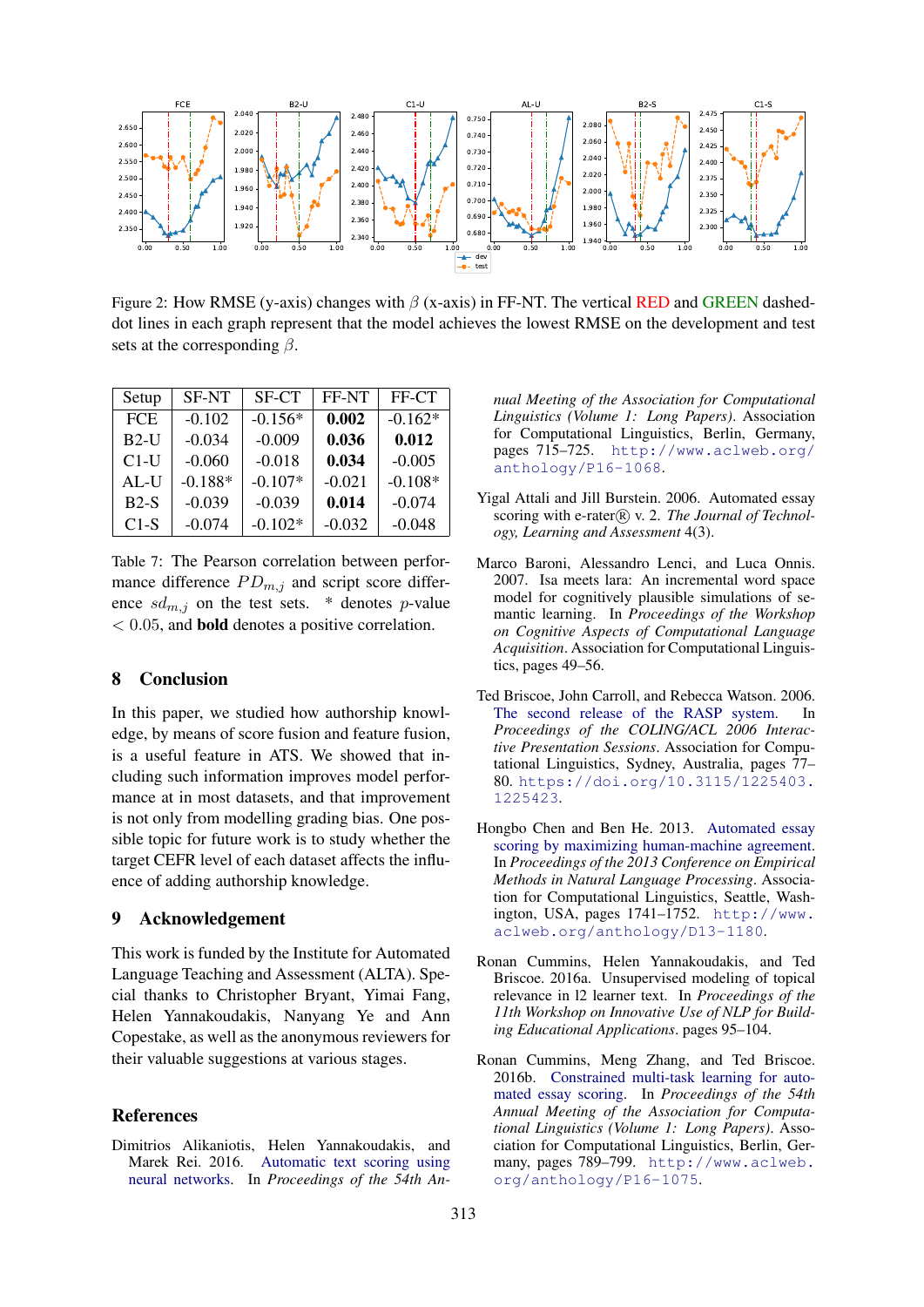Figure 2: How RMSE (y-axis) changes with $\beta$ (x-axis) in FF-NT. The vertical RED and GREEN dashed-dot lines in each graph represent that the model achieves the lowest RMSE on the development and test sets at the corresponding $\beta$.

| Setup | SF-NT | SF-CT | FF-NT | FF-CT |
|---|---|---|---|---|
| FCE | -0.102 | -0.156* | **0.002** | -0.162* |
| B2-U | -0.034 | -0.009 | **0.036** | **0.012** |
| C1-U | -0.060 | -0.018 | **0.034** | -0.005 |
| AL-U | -0.188* | -0.107* | -0.021 | -0.108* |
| B2-S | -0.039 | -0.039 | **0.014** | -0.074 |
| C1-S | -0.074 | -0.102* | -0.032 | -0.048 |

Table 7: The Pearson correlation between performance difference $PD_{m,j}$ and script score difference $sd_{m,j}$ on the test sets. * denotes $p$-value $< 0.05$, and **bold** denotes a positive correlation.

## 8 Conclusion

In this paper, we studied how authorship knowledge, by means of score fusion and feature fusion, is a useful feature in ATS. We showed that including such information improves model performance at in most datasets, and that improvement is not only from modelling grading bias. One possible topic for future work is to study whether the target CEFR level of each dataset affects the influence of adding authorship knowledge.

## 9 Acknowledgement

This work is funded by the Institute for Automated Language Teaching and Assessment (ALTA). Special thanks to Christopher Bryant, Yimai Fang, Helen Yannakoudakis, Nanyang Ye and Ann Copestake, as well as the anonymous reviewers for their valuable suggestions at various stages.

## References

Dimitrios Alikaniotis, Helen Yannakoudakis, and Marek Rei. 2016. Automatic text scoring using neural networks. In *Proceedings of the 54th Annual Meeting of the Association for Computational Linguistics (Volume 1: Long Papers)*. Association for Computational Linguistics, Berlin, Germany, pages 715–725. http://www.aclweb.org/anthology/P16-1068.

Yigal Attali and Jill Burstein. 2006. Automated essay scoring with e-rater® v. 2. *The Journal of Technology, Learning and Assessment* 4(3).

Marco Baroni, Alessandro Lenci, and Luca Onnis. 2007. Isa meets lara: An incremental word space model for cognitively plausible simulations of semantic learning. In *Proceedings of the Workshop on Cognitive Aspects of Computational Language Acquisition*. Association for Computational Linguistics, pages 49–56.

Ted Briscoe, John Carroll, and Rebecca Watson. 2006. The second release of the RASP system. In *Proceedings of the COLING/ACL 2006 Interactive Presentation Sessions*. Association for Computational Linguistics, Sydney, Australia, pages 77–80. https://doi.org/10.3115/1225403.1225423.

Hongbo Chen and Ben He. 2013. Automated essay scoring by maximizing human-machine agreement. In *Proceedings of the 2013 Conference on Empirical Methods in Natural Language Processing*. Association for Computational Linguistics, Seattle, Washington, USA, pages 1741–1752. http://www.aclweb.org/anthology/D13-1180.

Ronan Cummins, Helen Yannakoudakis, and Ted Briscoe. 2016a. Unsupervised modeling of topical relevance in l2 learner text. In *Proceedings of the 11th Workshop on Innovative Use of NLP for Building Educational Applications*. pages 95–104.

Ronan Cummins, Meng Zhang, and Ted Briscoe. 2016b. Constrained multi-task learning for automated essay scoring. In *Proceedings of the 54th Annual Meeting of the Association for Computational Linguistics (Volume 1: Long Papers)*. Association for Computational Linguistics, Berlin, Germany, pages 789–799. http://www.aclweb.org/anthology/P16-1075.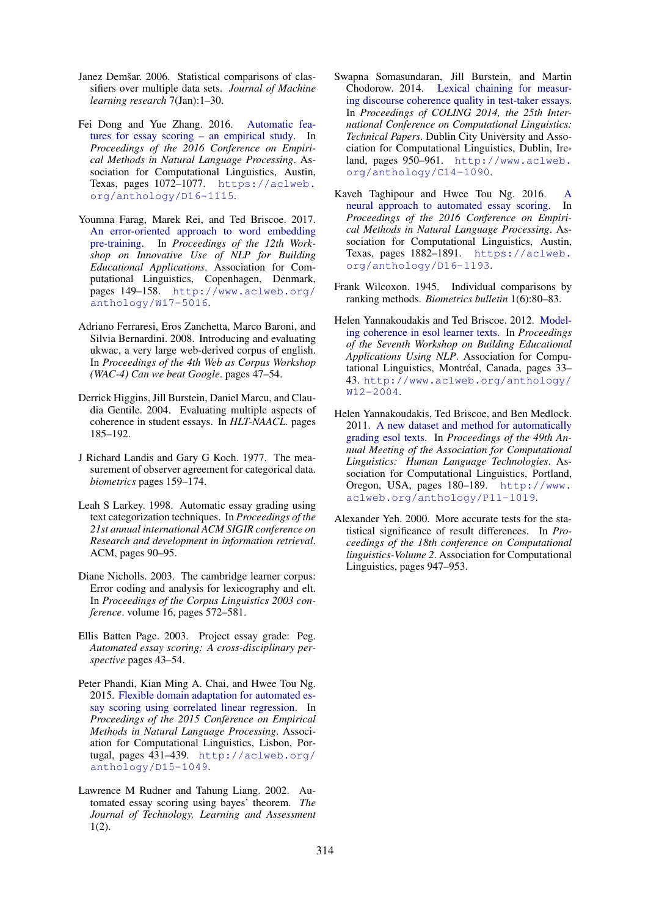Janez Demšar. 2006. Statistical comparisons of classifiers over multiple data sets. *Journal of Machine learning research* 7(Jan):1–30.

Fei Dong and Yue Zhang. 2016. Automatic features for essay scoring – an empirical study. In *Proceedings of the 2016 Conference on Empirical Methods in Natural Language Processing*. Association for Computational Linguistics, Austin, Texas, pages 1072–1077. https://aclweb.org/anthology/D16-1115.

Youmna Farag, Marek Rei, and Ted Briscoe. 2017. An error-oriented approach to word embedding pre-training. In *Proceedings of the 12th Workshop on Innovative Use of NLP for Building Educational Applications*. Association for Computational Linguistics, Copenhagen, Denmark, pages 149–158. http://www.aclweb.org/anthology/W17-5016.

Adriano Ferraresi, Eros Zanchetta, Marco Baroni, and Silvia Bernardini. 2008. Introducing and evaluating ukwac, a very large web-derived corpus of english. In *Proceedings of the 4th Web as Corpus Workshop (WAC-4) Can we beat Google*. pages 47–54.

Derrick Higgins, Jill Burstein, Daniel Marcu, and Claudia Gentile. 2004. Evaluating multiple aspects of coherence in student essays. In *HLT-NAACL*. pages 185–192.

J Richard Landis and Gary G Koch. 1977. The measurement of observer agreement for categorical data. *biometrics* pages 159–174.

Leah S Larkey. 1998. Automatic essay grading using text categorization techniques. In *Proceedings of the 21st annual international ACM SIGIR conference on Research and development in information retrieval*. ACM, pages 90–95.

Diane Nicholls. 2003. The cambridge learner corpus: Error coding and analysis for lexicography and elt. In *Proceedings of the Corpus Linguistics 2003 conference*. volume 16, pages 572–581.

Ellis Batten Page. 2003. Project essay grade: Peg. *Automated essay scoring: A cross-disciplinary perspective* pages 43–54.

Peter Phandi, Kian Ming A. Chai, and Hwee Tou Ng. 2015. Flexible domain adaptation for automated essay scoring using correlated linear regression. In *Proceedings of the 2015 Conference on Empirical Methods in Natural Language Processing*. Association for Computational Linguistics, Lisbon, Portugal, pages 431–439. http://aclweb.org/anthology/D15-1049.

Lawrence M Rudner and Tahung Liang. 2002. Automated essay scoring using bayes' theorem. *The Journal of Technology, Learning and Assessment* 1(2).

Swapna Somasundaran, Jill Burstein, and Martin Chodorow. 2014. Lexical chaining for measuring discourse coherence quality in test-taker essays. In *Proceedings of COLING 2014, the 25th International Conference on Computational Linguistics: Technical Papers*. Dublin City University and Association for Computational Linguistics, Dublin, Ireland, pages 950–961. http://www.aclweb.org/anthology/C14-1090.

Kaveh Taghipour and Hwee Tou Ng. 2016. A neural approach to automated essay scoring. In *Proceedings of the 2016 Conference on Empirical Methods in Natural Language Processing*. Association for Computational Linguistics, Austin, Texas, pages 1882–1891. https://aclweb.org/anthology/D16-1193.

Frank Wilcoxon. 1945. Individual comparisons by ranking methods. *Biometrics bulletin* 1(6):80–83.

Helen Yannakoudakis and Ted Briscoe. 2012. Modeling coherence in esol learner texts. In *Proceedings of the Seventh Workshop on Building Educational Applications Using NLP*. Association for Computational Linguistics, Montréal, Canada, pages 33–43. http://www.aclweb.org/anthology/W12-2004.

Helen Yannakoudakis, Ted Briscoe, and Ben Medlock. 2011. A new dataset and method for automatically grading esol texts. In *Proceedings of the 49th Annual Meeting of the Association for Computational Linguistics: Human Language Technologies*. Association for Computational Linguistics, Portland, Oregon, USA, pages 180–189. http://www.aclweb.org/anthology/P11-1019.

Alexander Yeh. 2000. More accurate tests for the statistical significance of result differences. In *Proceedings of the 18th conference on Computational linguistics-Volume 2*. Association for Computational Linguistics, pages 947–953.